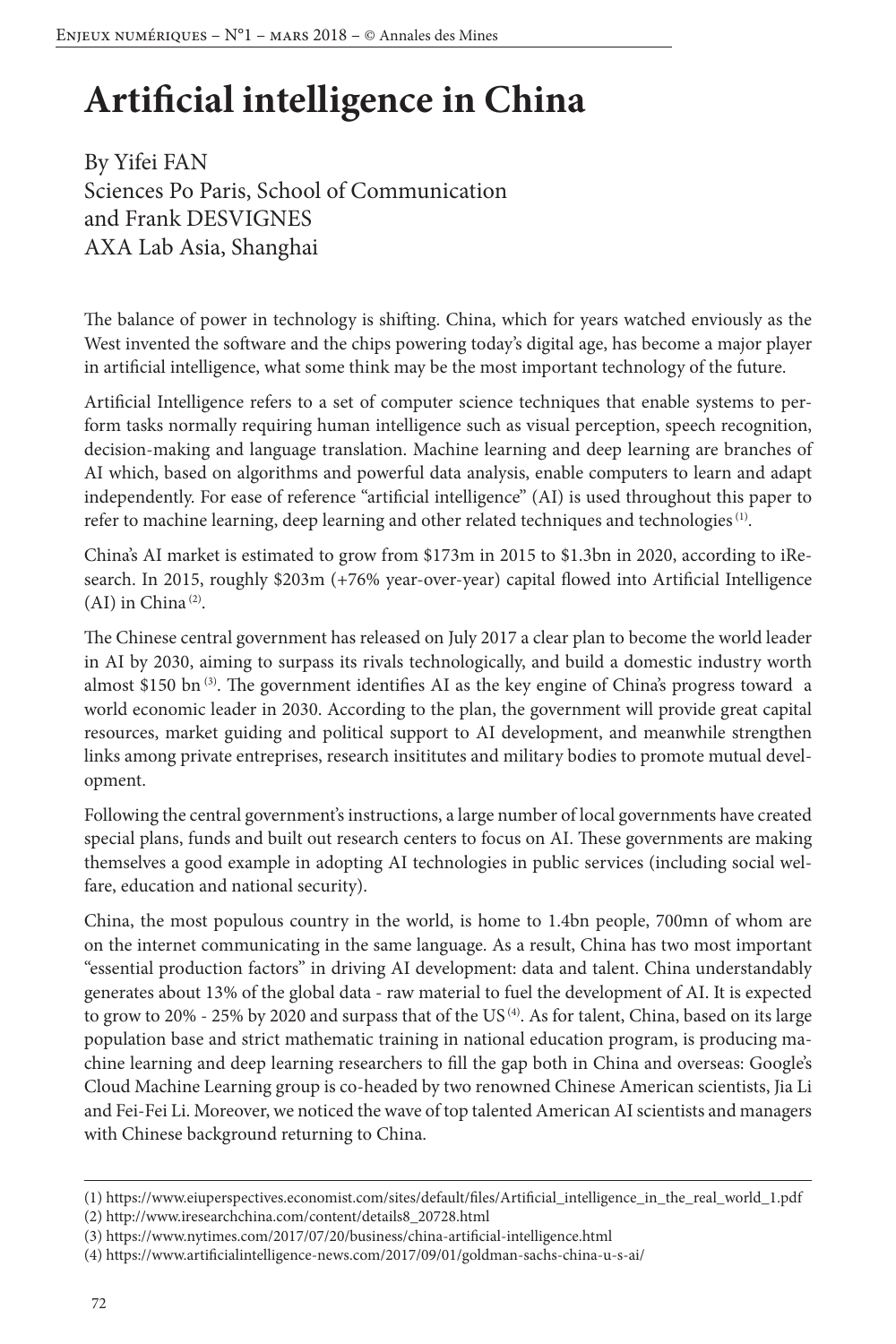# Artificial intelligence in China

By Yifei FAN
Sciences Po Paris, School of Communication
and Frank DESVIGNES
AXA Lab Asia, Shanghai

The balance of power in technology is shifting. China, which for years watched enviously as the West invented the software and the chips powering today's digital age, has become a major player in artificial intelligence, what some think may be the most important technology of the future.

Artificial Intelligence refers to a set of computer science techniques that enable systems to perform tasks normally requiring human intelligence such as visual perception, speech recognition, decision-making and language translation. Machine learning and deep learning are branches of AI which, based on algorithms and powerful data analysis, enable computers to learn and adapt independently. For ease of reference "artificial intelligence" (AI) is used throughout this paper to refer to machine learning, deep learning and other related techniques and technologies [(1)].

China's AI market is estimated to grow from $173m in 2015 to $1.3bn in 2020, according to iResearch. In 2015, roughly $203m (+76% year-over-year) capital flowed into Artificial Intelligence (AI) in China [(2)].

The Chinese central government has released on July 2017 a clear plan to become the world leader in AI by 2030, aiming to surpass its rivals technologically, and build a domestic industry worth almost $150 bn [(3)]. The government identifies AI as the key engine of China's progress toward a world economic leader in 2030. According to the plan, the government will provide great capital resources, market guiding and political support to AI development, and meanwhile strengthen links among private entreprises, research insititutes and military bodies to promote mutual development.

Following the central government's instructions, a large number of local governments have created special plans, funds and built out research centers to focus on AI. These governments are making themselves a good example in adopting AI technologies in public services (including social welfare, education and national security).

China, the most populous country in the world, is home to 1.4bn people, 700mn of whom are on the internet communicating in the same language. As a result, China has two most important "essential production factors" in driving AI development: data and talent. China understandably generates about 13% of the global data - raw material to fuel the development of AI. It is expected to grow to 20% - 25% by 2020 and surpass that of the US [(4)]. As for talent, China, based on its large population base and strict mathematic training in national education program, is producing machine learning and deep learning researchers to fill the gap both in China and overseas: Google's Cloud Machine Learning group is co-headed by two renowned Chinese American scientists, Jia Li and Fei-Fei Li. Moreover, we noticed the wave of top talented American AI scientists and managers with Chinese background returning to China.

---

(1) https://www.eiuperspectives.economist.com/sites/default/files/Artificial_intelligence_in_the_real_world_1.pdf

(2) http://www.iresearchchina.com/content/details8_20728.html

(3) https://www.nytimes.com/2017/07/20/business/china-artificial-intelligence.html

(4) https://www.artificialintelligence-news.com/2017/09/01/goldman-sachs-china-u-s-ai/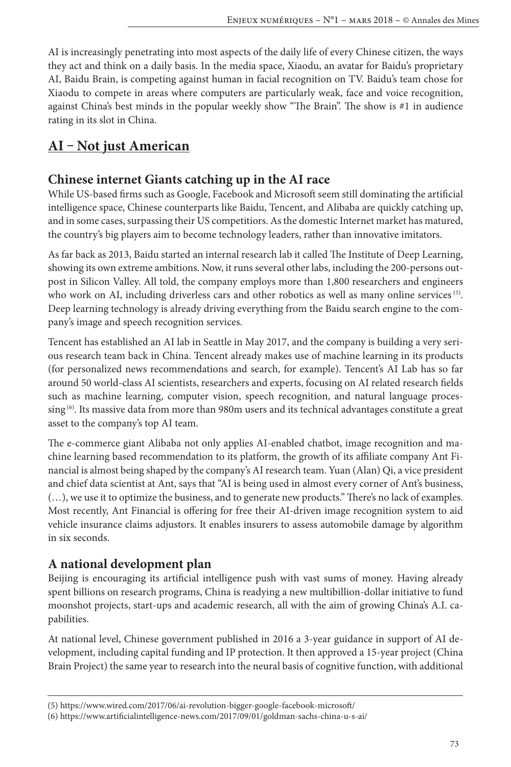AI is increasingly penetrating into most aspects of the daily life of every Chinese citizen, the ways they act and think on a daily basis. In the media space, Xiaodu, an avatar for Baidu's proprietary AI, Baidu Brain, is competing against human in facial recognition on TV. Baidu's team chose for Xiaodu to compete in areas where computers are particularly weak, face and voice recognition, against China's best minds in the popular weekly show "The Brain". The show is #1 in audience rating in its slot in China.

## AI – Not just American

### Chinese internet Giants catching up in the AI race

While US-based firms such as Google, Facebook and Microsoft seem still dominating the artificial intelligence space, Chinese counterparts like Baidu, Tencent, and Alibaba are quickly catching up, and in some cases, surpassing their US competitiors. As the domestic Internet market has matured, the country's big players aim to become technology leaders, rather than innovative imitators.

As far back as 2013, Baidu started an internal research lab it called The Institute of Deep Learning, showing its own extreme ambitions. Now, it runs several other labs, including the 200-persons outpost in Silicon Valley. All told, the company employs more than 1,800 researchers and engineers who work on AI, including driverless cars and other robotics as well as many online services [5]. Deep learning technology is already driving everything from the Baidu search engine to the company's image and speech recognition services.

Tencent has established an AI lab in Seattle in May 2017, and the company is building a very serious research team back in China. Tencent already makes use of machine learning in its products (for personalized news recommendations and search, for example). Tencent's AI Lab has so far around 50 world-class AI scientists, researchers and experts, focusing on AI related research fields such as machine learning, computer vision, speech recognition, and natural language processing [6]. Its massive data from more than 980m users and its technical advantages constitute a great asset to the company's top AI team.

The e-commerce giant Alibaba not only applies AI-enabled chatbot, image recognition and machine learning based recommendation to its platform, the growth of its affiliate company Ant Financial is almost being shaped by the company's AI research team. Yuan (Alan) Qi, a vice president and chief data scientist at Ant, says that "AI is being used in almost every corner of Ant's business, (…), we use it to optimize the business, and to generate new products." There's no lack of examples. Most recently, Ant Financial is offering for free their AI-driven image recognition system to aid vehicle insurance claims adjustors. It enables insurers to assess automobile damage by algorithm in six seconds.

### A national development plan

Beijing is encouraging its artificial intelligence push with vast sums of money. Having already spent billions on research programs, China is readying a new multibillion-dollar initiative to fund moonshot projects, start-ups and academic research, all with the aim of growing China's A.I. capabilities.

At national level, Chinese government published in 2016 a 3-year guidance in support of AI development, including capital funding and IP protection. It then approved a 15-year project (China Brain Project) the same year to research into the neural basis of cognitive function, with additional

(5) https://www.wired.com/2017/06/ai-revolution-bigger-google-facebook-microsoft/

(6) https://www.artificialintelligence-news.com/2017/09/01/goldman-sachs-china-u-s-ai/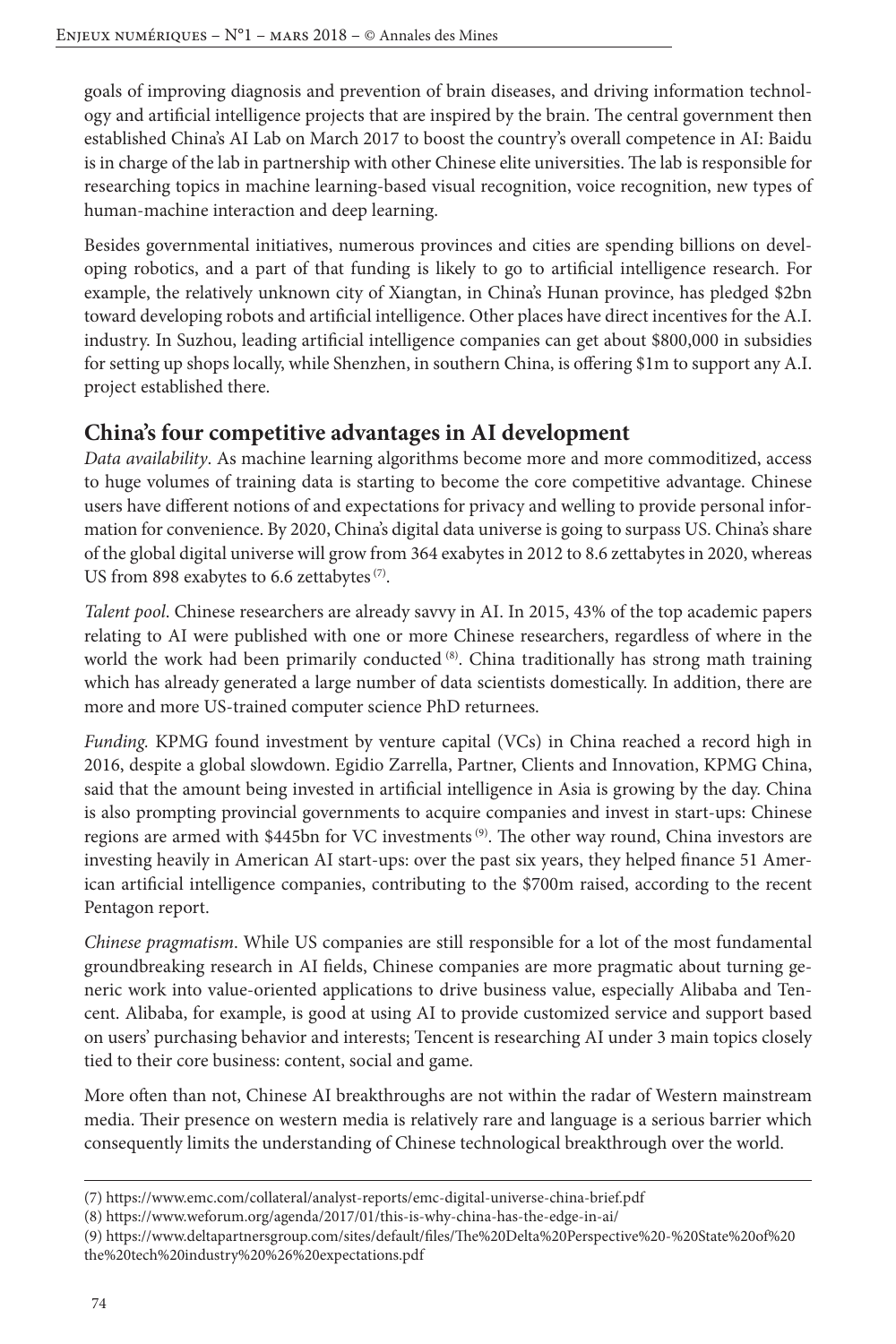goals of improving diagnosis and prevention of brain diseases, and driving information technology and artificial intelligence projects that are inspired by the brain. The central government then established China's AI Lab on March 2017 to boost the country's overall competence in AI: Baidu is in charge of the lab in partnership with other Chinese elite universities. The lab is responsible for researching topics in machine learning-based visual recognition, voice recognition, new types of human-machine interaction and deep learning.

Besides governmental initiatives, numerous provinces and cities are spending billions on developing robotics, and a part of that funding is likely to go to artificial intelligence research. For example, the relatively unknown city of Xiangtan, in China's Hunan province, has pledged $2bn toward developing robots and artificial intelligence. Other places have direct incentives for the A.I. industry. In Suzhou, leading artificial intelligence companies can get about $800,000 in subsidies for setting up shops locally, while Shenzhen, in southern China, is offering $1m to support any A.I. project established there.

## China's four competitive advantages in AI development

*Data availability*. As machine learning algorithms become more and more commoditized, access to huge volumes of training data is starting to become the core competitive advantage. Chinese users have different notions of and expectations for privacy and welling to provide personal information for convenience. By 2020, China's digital data universe is going to surpass US. China's share of the global digital universe will grow from 364 exabytes in 2012 to 8.6 zettabytes in 2020, whereas US from 898 exabytes to 6.6 zettabytes [7].

*Talent pool*. Chinese researchers are already savvy in AI. In 2015, 43% of the top academic papers relating to AI were published with one or more Chinese researchers, regardless of where in the world the work had been primarily conducted [8]. China traditionally has strong math training which has already generated a large number of data scientists domestically. In addition, there are more and more US-trained computer science PhD returnees.

*Funding*. KPMG found investment by venture capital (VCs) in China reached a record high in 2016, despite a global slowdown. Egidio Zarrella, Partner, Clients and Innovation, KPMG China, said that the amount being invested in artificial intelligence in Asia is growing by the day. China is also prompting provincial governments to acquire companies and invest in start-ups: Chinese regions are armed with $445bn for VC investments [9]. The other way round, China investors are investing heavily in American AI start-ups: over the past six years, they helped finance 51 American artificial intelligence companies, contributing to the $700m raised, according to the recent Pentagon report.

*Chinese pragmatism*. While US companies are still responsible for a lot of the most fundamental groundbreaking research in AI fields, Chinese companies are more pragmatic about turning generic work into value-oriented applications to drive business value, especially Alibaba and Tencent. Alibaba, for example, is good at using AI to provide customized service and support based on users' purchasing behavior and interests; Tencent is researching AI under 3 main topics closely tied to their core business: content, social and game.

More often than not, Chinese AI breakthroughs are not within the radar of Western mainstream media. Their presence on western media is relatively rare and language is a serious barrier which consequently limits the understanding of Chinese technological breakthrough over the world.

---

(7) https://www.emc.com/collateral/analyst-reports/emc-digital-universe-china-brief.pdf

(8) https://www.weforum.org/agenda/2017/01/this-is-why-china-has-the-edge-in-ai/

(9) https://www.deltapartnersgroup.com/sites/default/files/The%20Delta%20Perspective%20-%20State%20of%20the%20tech%20industry%20%26%20expectations.pdf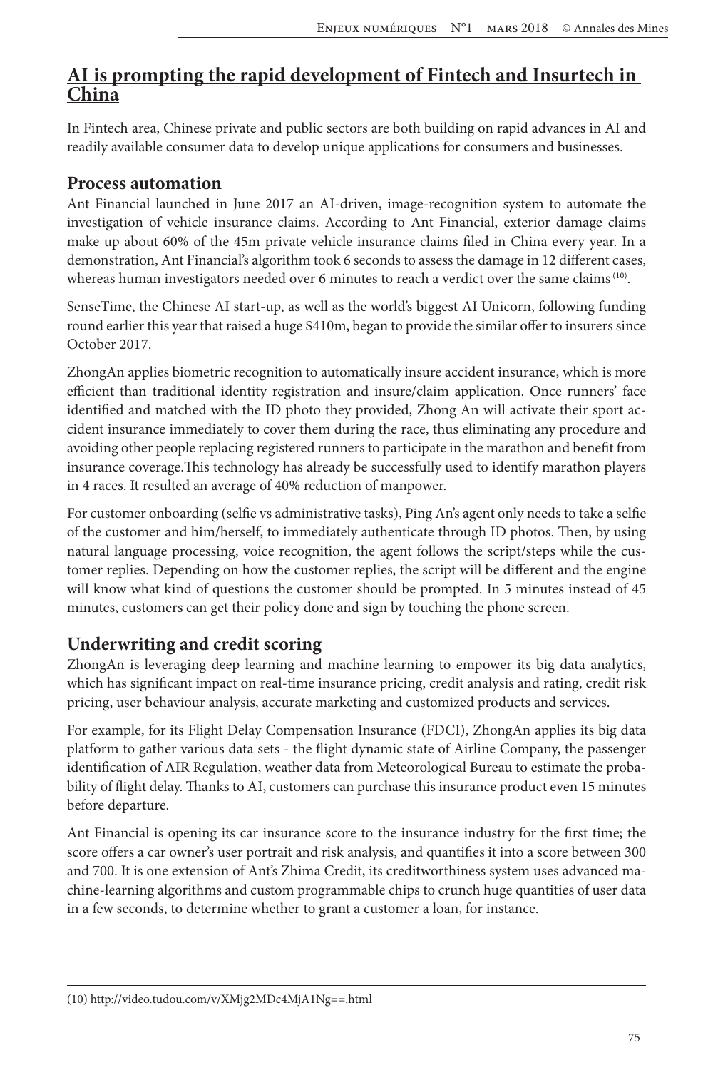## AI is prompting the rapid development of Fintech and Insurtech in China

In Fintech area, Chinese private and public sectors are both building on rapid advances in AI and readily available consumer data to develop unique applications for consumers and businesses.

### Process automation

Ant Financial launched in June 2017 an AI-driven, image-recognition system to automate the investigation of vehicle insurance claims. According to Ant Financial, exterior damage claims make up about 60% of the 45m private vehicle insurance claims filed in China every year. In a demonstration, Ant Financial's algorithm took 6 seconds to assess the damage in 12 different cases, whereas human investigators needed over 6 minutes to reach a verdict over the same claims [(10)].

SenseTime, the Chinese AI start-up, as well as the world's biggest AI Unicorn, following funding round earlier this year that raised a huge $410m, began to provide the similar offer to insurers since October 2017.

ZhongAn applies biometric recognition to automatically insure accident insurance, which is more efficient than traditional identity registration and insure/claim application. Once runners' face identified and matched with the ID photo they provided, Zhong An will activate their sport accident insurance immediately to cover them during the race, thus eliminating any procedure and avoiding other people replacing registered runners to participate in the marathon and benefit from insurance coverage.This technology has already be successfully used to identify marathon players in 4 races. It resulted an average of 40% reduction of manpower.

For customer onboarding (selfie vs administrative tasks), Ping An's agent only needs to take a selfie of the customer and him/herself, to immediately authenticate through ID photos. Then, by using natural language processing, voice recognition, the agent follows the script/steps while the customer replies. Depending on how the customer replies, the script will be different and the engine will know what kind of questions the customer should be prompted. In 5 minutes instead of 45 minutes, customers can get their policy done and sign by touching the phone screen.

### Underwriting and credit scoring

ZhongAn is leveraging deep learning and machine learning to empower its big data analytics, which has significant impact on real-time insurance pricing, credit analysis and rating, credit risk pricing, user behaviour analysis, accurate marketing and customized products and services.

For example, for its Flight Delay Compensation Insurance (FDCI), ZhongAn applies its big data platform to gather various data sets - the flight dynamic state of Airline Company, the passenger identification of AIR Regulation, weather data from Meteorological Bureau to estimate the probability of flight delay. Thanks to AI, customers can purchase this insurance product even 15 minutes before departure.

Ant Financial is opening its car insurance score to the insurance industry for the first time; the score offers a car owner's user portrait and risk analysis, and quantifies it into a score between 300 and 700. It is one extension of Ant's Zhima Credit, its creditworthiness system uses advanced machine-learning algorithms and custom programmable chips to crunch huge quantities of user data in a few seconds, to determine whether to grant a customer a loan, for instance.

(10) http://video.tudou.com/v/XMjg2MDc4MjA1Ng==.html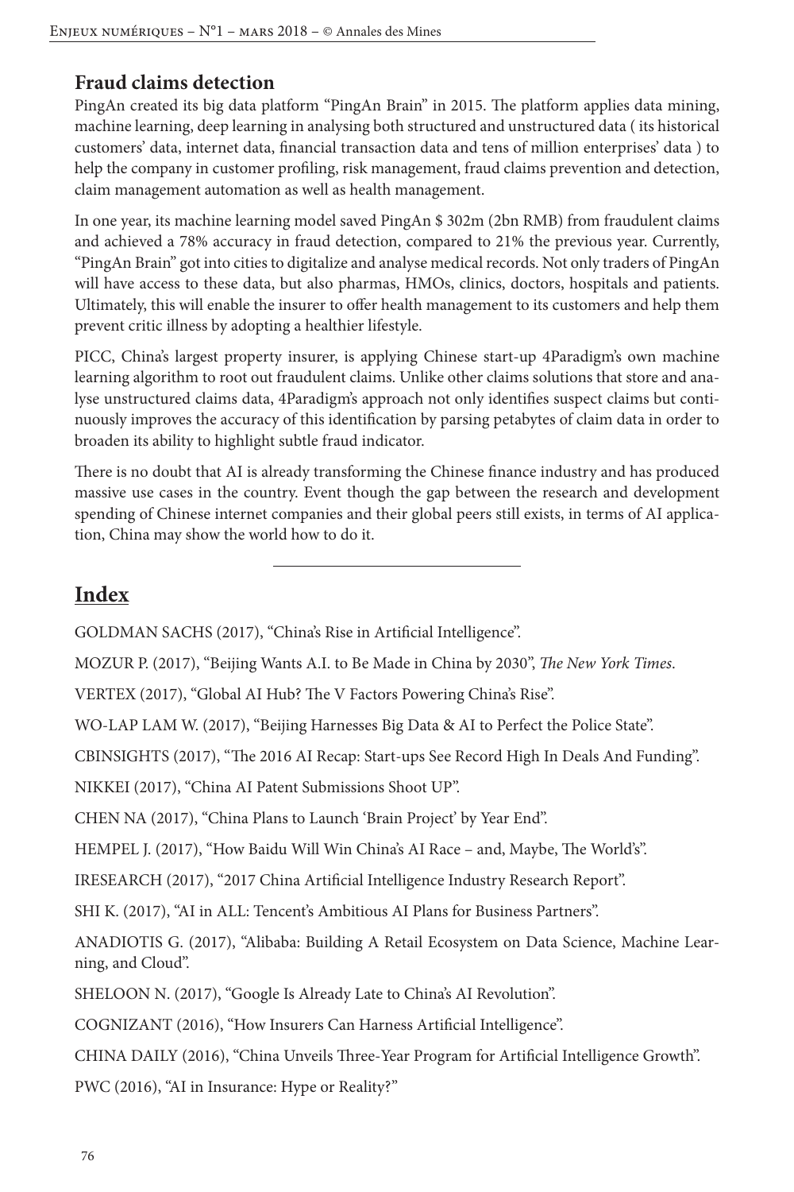## Fraud claims detection

PingAn created its big data platform "PingAn Brain" in 2015. The platform applies data mining, machine learning, deep learning in analysing both structured and unstructured data ( its historical customers' data, internet data, financial transaction data and tens of million enterprises' data ) to help the company in customer profiling, risk management, fraud claims prevention and detection, claim management automation as well as health management.

In one year, its machine learning model saved PingAn $ 302m (2bn RMB) from fraudulent claims and achieved a 78% accuracy in fraud detection, compared to 21% the previous year. Currently, "PingAn Brain" got into cities to digitalize and analyse medical records. Not only traders of PingAn will have access to these data, but also pharmas, HMOs, clinics, doctors, hospitals and patients. Ultimately, this will enable the insurer to offer health management to its customers and help them prevent critic illness by adopting a healthier lifestyle.

PICC, China's largest property insurer, is applying Chinese start-up 4Paradigm's own machine learning algorithm to root out fraudulent claims. Unlike other claims solutions that store and analyse unstructured claims data, 4Paradigm's approach not only identifies suspect claims but continuously improves the accuracy of this identification by parsing petabytes of claim data in order to broaden its ability to highlight subtle fraud indicator.

There is no doubt that AI is already transforming the Chinese finance industry and has produced massive use cases in the country. Event though the gap between the research and development spending of Chinese internet companies and their global peers still exists, in terms of AI application, China may show the world how to do it.

---

## Index

GOLDMAN SACHS (2017), "China's Rise in Artificial Intelligence".

MOZUR P. (2017), "Beijing Wants A.I. to Be Made in China by 2030", *The New York Times.*

VERTEX (2017), "Global AI Hub? The V Factors Powering China's Rise".

WO-LAP LAM W. (2017), "Beijing Harnesses Big Data & AI to Perfect the Police State".

CBINSIGHTS (2017), "The 2016 AI Recap: Start-ups See Record High In Deals And Funding".

NIKKEI (2017), "China AI Patent Submissions Shoot UP".

CHEN NA (2017), "China Plans to Launch 'Brain Project' by Year End".

HEMPEL J. (2017), "How Baidu Will Win China's AI Race – and, Maybe, The World's".

IRESEARCH (2017), "2017 China Artificial Intelligence Industry Research Report".

SHI K. (2017), "AI in ALL: Tencent's Ambitious AI Plans for Business Partners".

ANADIOTIS G. (2017), "Alibaba: Building A Retail Ecosystem on Data Science, Machine Learning, and Cloud".

SHELOON N. (2017), "Google Is Already Late to China's AI Revolution".

COGNIZANT (2016), "How Insurers Can Harness Artificial Intelligence".

CHINA DAILY (2016), "China Unveils Three-Year Program for Artificial Intelligence Growth".

PWC (2016), "AI in Insurance: Hype or Reality?"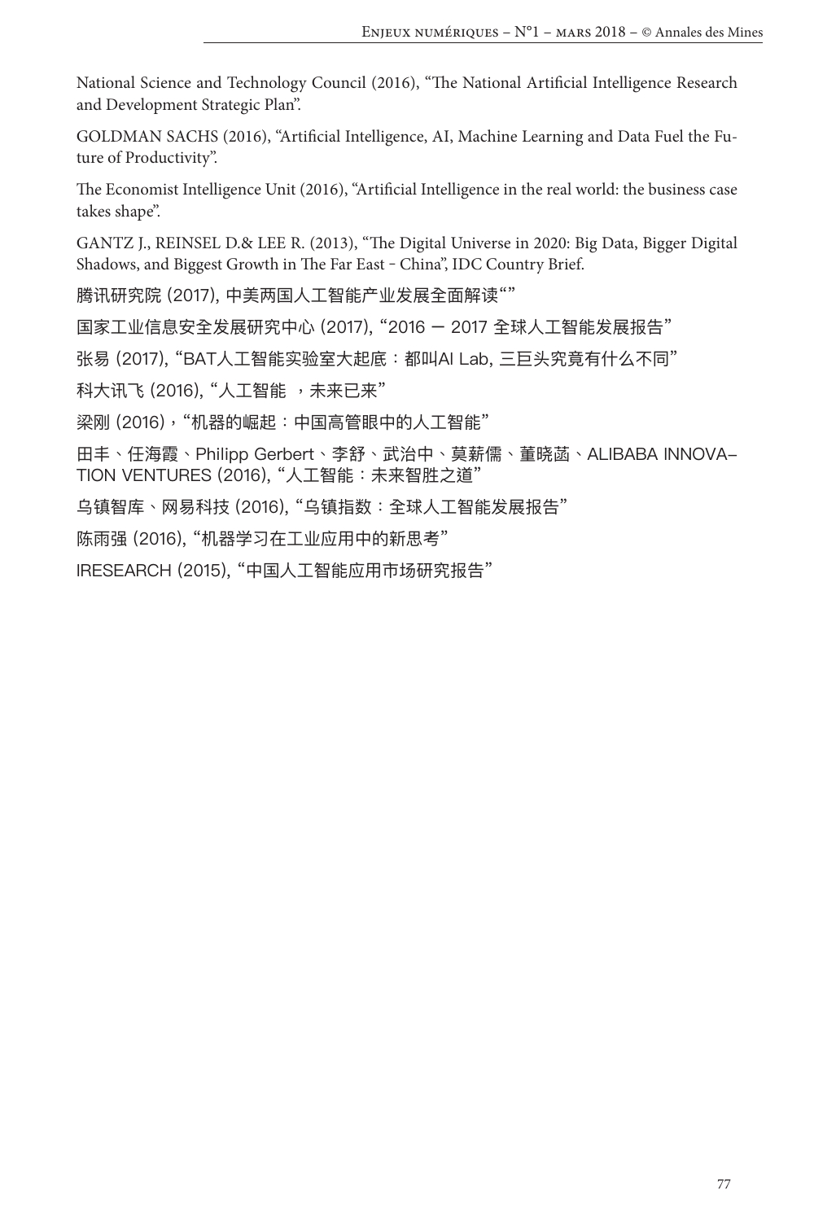National Science and Technology Council (2016), "The National Artificial Intelligence Research and Development Strategic Plan".

GOLDMAN SACHS (2016), "Artificial Intelligence, AI, Machine Learning and Data Fuel the Future of Productivity".

The Economist Intelligence Unit (2016), "Artificial Intelligence in the real world: the business case takes shape".

GANTZ J., REINSEL D.& LEE R. (2013), "The Digital Universe in 2020: Big Data, Bigger Digital Shadows, and Biggest Growth in The Far East - China", IDC Country Brief.

腾讯研究院 (2017), 中美两国人工智能产业发展全面解读""

国家工业信息安全发展研究中心 (2017), "2016 — 2017 全球人工智能发展报告"

张易 (2017), "BAT人工智能实验室大起底：都叫AI Lab, 三巨头究竟有什么不同"

科大讯飞 (2016), "人工智能 ，未来已来"

梁刚 (2016)，"机器的崛起：中国高管眼中的人工智能"

田丰、任海霞、Philipp Gerbert、李舒、武治中、莫薪儒、董晓菡、ALIBABA INNOVATION VENTURES (2016), "人工智能：未来智胜之道"

乌镇智库、网易科技 (2016), "乌镇指数：全球人工智能发展报告"

陈雨强 (2016), "机器学习在工业应用中的新思考"

IRESEARCH (2015), "中国人工智能应用市场研究报告"